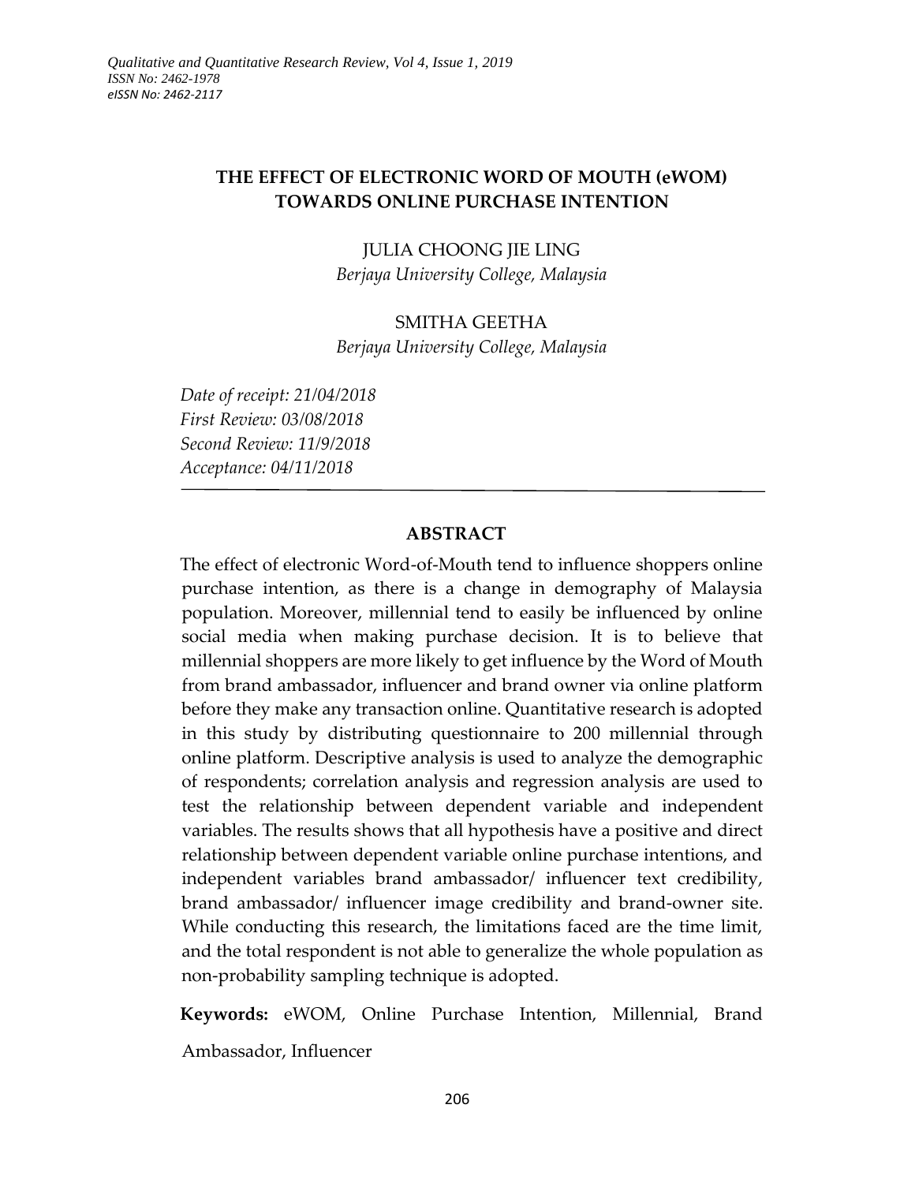# THE EFFECT OF ELECTRONIC WORD OF MOUTH (eWOM) TOWARDS ONLINE PURCHASE INTENTION

JULIA CHOONG JIE LING

*Berjaya University College, Malaysia*

SMITHA GEETHA

*Berjaya University College, Malaysia*

*Date of receipt: 21/04/2018*
*First Review: 03/08/2018*
*Second Review: 11/9/2018*
*Acceptance: 04/11/2018*

---

## ABSTRACT

The effect of electronic Word-of-Mouth tend to influence shoppers online purchase intention, as there is a change in demography of Malaysia population. Moreover, millennial tend to easily be influenced by online social media when making purchase decision. It is to believe that millennial shoppers are more likely to get influence by the Word of Mouth from brand ambassador, influencer and brand owner via online platform before they make any transaction online. Quantitative research is adopted in this study by distributing questionnaire to 200 millennial through online platform. Descriptive analysis is used to analyze the demographic of respondents; correlation analysis and regression analysis are used to test the relationship between dependent variable and independent variables. The results shows that all hypothesis have a positive and direct relationship between dependent variable online purchase intentions, and independent variables brand ambassador/ influencer text credibility, brand ambassador/ influencer image credibility and brand-owner site. While conducting this research, the limitations faced are the time limit, and the total respondent is not able to generalize the whole population as non-probability sampling technique is adopted.

**Keywords:** eWOM, Online Purchase Intention, Millennial, Brand Ambassador, Influencer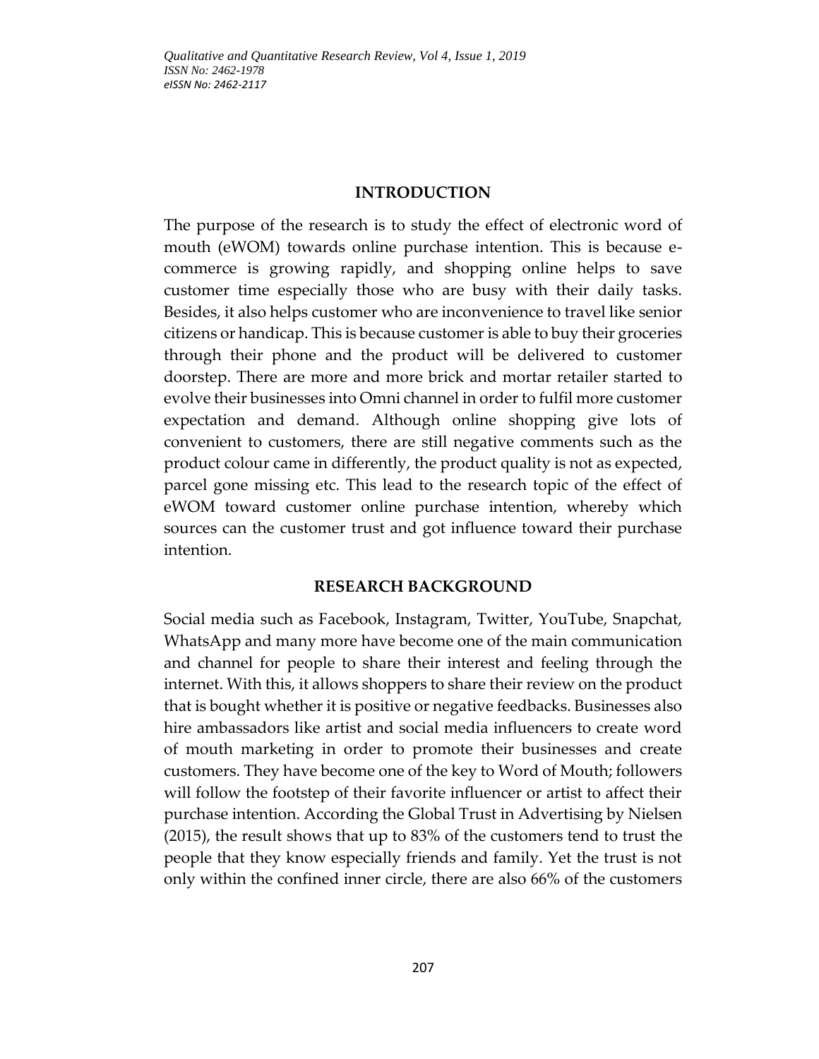## INTRODUCTION

The purpose of the research is to study the effect of electronic word of mouth (eWOM) towards online purchase intention. This is because e-commerce is growing rapidly, and shopping online helps to save customer time especially those who are busy with their daily tasks. Besides, it also helps customer who are inconvenience to travel like senior citizens or handicap. This is because customer is able to buy their groceries through their phone and the product will be delivered to customer doorstep. There are more and more brick and mortar retailer started to evolve their businesses into Omni channel in order to fulfil more customer expectation and demand. Although online shopping give lots of convenient to customers, there are still negative comments such as the product colour came in differently, the product quality is not as expected, parcel gone missing etc. This lead to the research topic of the effect of eWOM toward customer online purchase intention, whereby which sources can the customer trust and got influence toward their purchase intention.

## RESEARCH BACKGROUND

Social media such as Facebook, Instagram, Twitter, YouTube, Snapchat, WhatsApp and many more have become one of the main communication and channel for people to share their interest and feeling through the internet. With this, it allows shoppers to share their review on the product that is bought whether it is positive or negative feedbacks. Businesses also hire ambassadors like artist and social media influencers to create word of mouth marketing in order to promote their businesses and create customers. They have become one of the key to Word of Mouth; followers will follow the footstep of their favorite influencer or artist to affect their purchase intention. According the Global Trust in Advertising by Nielsen (2015), the result shows that up to 83% of the customers tend to trust the people that they know especially friends and family. Yet the trust is not only within the confined inner circle, there are also 66% of the customers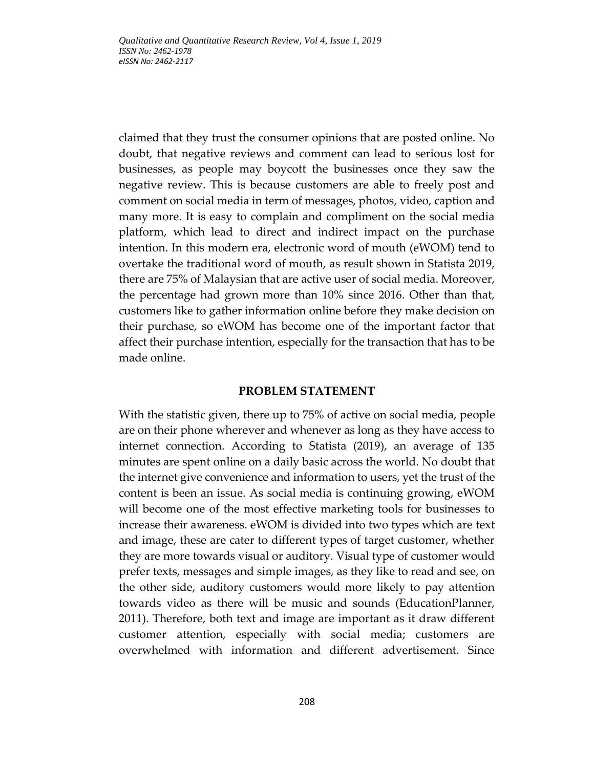claimed that they trust the consumer opinions that are posted online. No doubt, that negative reviews and comment can lead to serious lost for businesses, as people may boycott the businesses once they saw the negative review. This is because customers are able to freely post and comment on social media in term of messages, photos, video, caption and many more. It is easy to complain and compliment on the social media platform, which lead to direct and indirect impact on the purchase intention. In this modern era, electronic word of mouth (eWOM) tend to overtake the traditional word of mouth, as result shown in Statista 2019, there are 75% of Malaysian that are active user of social media. Moreover, the percentage had grown more than 10% since 2016. Other than that, customers like to gather information online before they make decision on their purchase, so eWOM has become one of the important factor that affect their purchase intention, especially for the transaction that has to be made online.

## PROBLEM STATEMENT

With the statistic given, there up to 75% of active on social media, people are on their phone wherever and whenever as long as they have access to internet connection. According to Statista (2019), an average of 135 minutes are spent online on a daily basic across the world. No doubt that the internet give convenience and information to users, yet the trust of the content is been an issue. As social media is continuing growing, eWOM will become one of the most effective marketing tools for businesses to increase their awareness. eWOM is divided into two types which are text and image, these are cater to different types of target customer, whether they are more towards visual or auditory. Visual type of customer would prefer texts, messages and simple images, as they like to read and see, on the other side, auditory customers would more likely to pay attention towards video as there will be music and sounds (EducationPlanner, 2011). Therefore, both text and image are important as it draw different customer attention, especially with social media; customers are overwhelmed with information and different advertisement. Since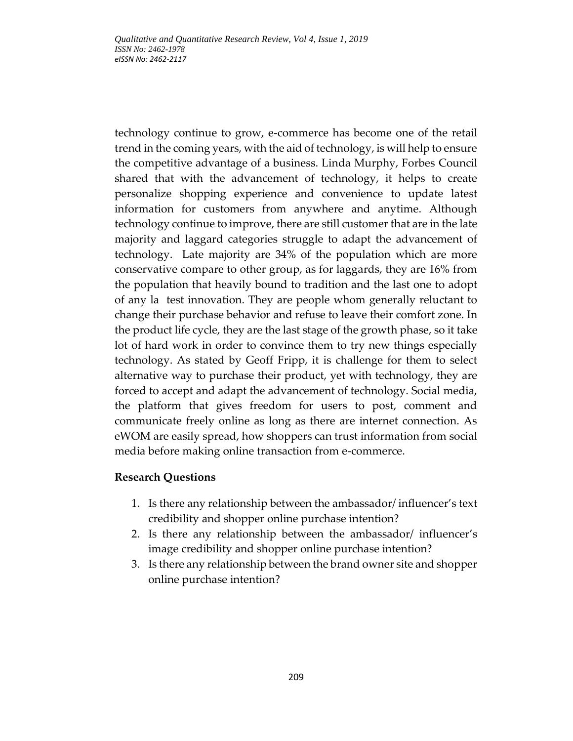technology continue to grow, e-commerce has become one of the retail trend in the coming years, with the aid of technology, is will help to ensure the competitive advantage of a business. Linda Murphy, Forbes Council shared that with the advancement of technology, it helps to create personalize shopping experience and convenience to update latest information for customers from anywhere and anytime. Although technology continue to improve, there are still customer that are in the late majority and laggard categories struggle to adapt the advancement of technology. Late majority are 34% of the population which are more conservative compare to other group, as for laggards, they are 16% from the population that heavily bound to tradition and the last one to adopt of any la test innovation. They are people whom generally reluctant to change their purchase behavior and refuse to leave their comfort zone. In the product life cycle, they are the last stage of the growth phase, so it take lot of hard work in order to convince them to try new things especially technology. As stated by Geoff Fripp, it is challenge for them to select alternative way to purchase their product, yet with technology, they are forced to accept and adapt the advancement of technology. Social media, the platform that gives freedom for users to post, comment and communicate freely online as long as there are internet connection. As eWOM are easily spread, how shoppers can trust information from social media before making online transaction from e-commerce.

## Research Questions

1. Is there any relationship between the ambassador/ influencer's text credibility and shopper online purchase intention?
2. Is there any relationship between the ambassador/ influencer's image credibility and shopper online purchase intention?
3. Is there any relationship between the brand owner site and shopper online purchase intention?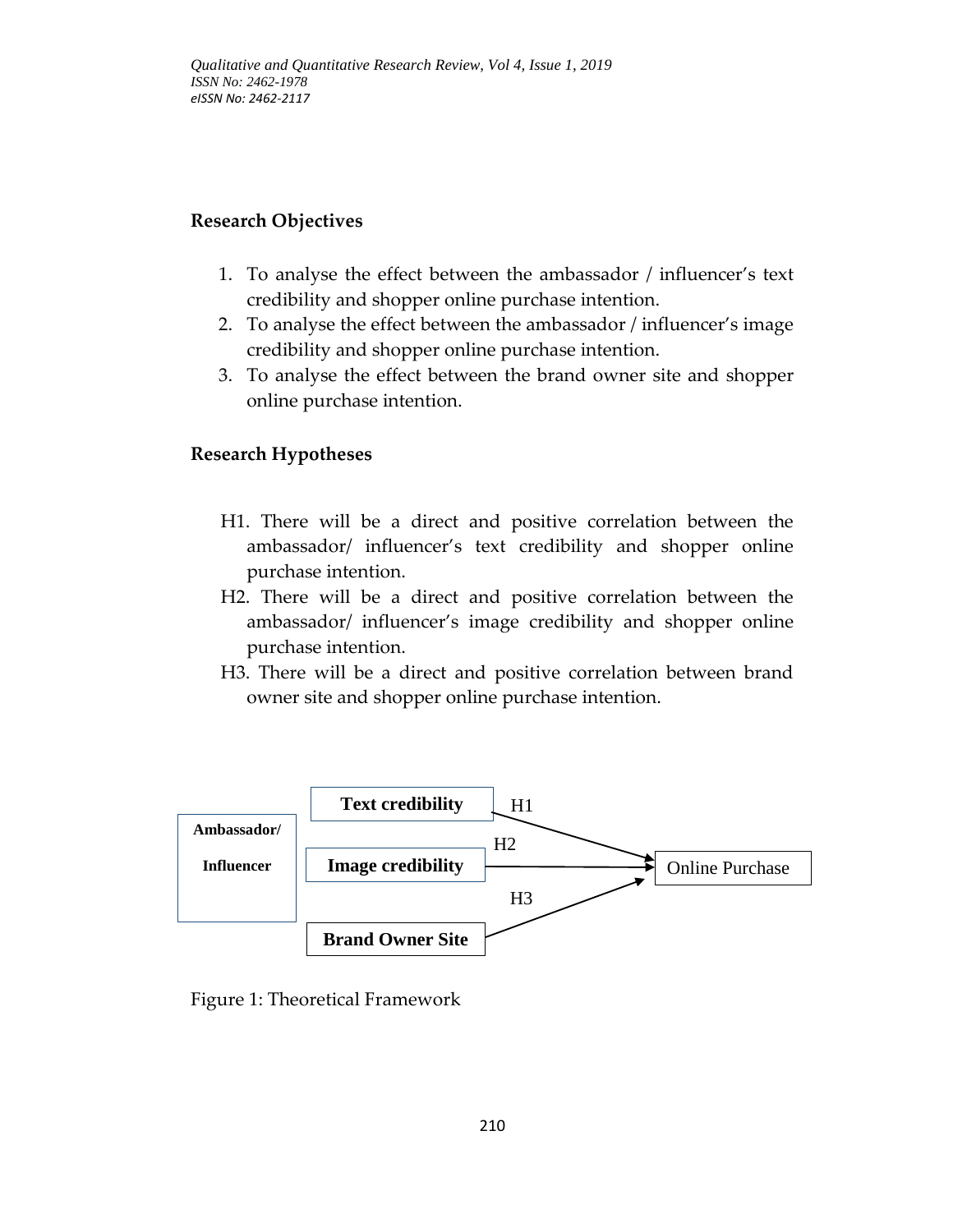## Research Objectives

1. To analyse the effect between the ambassador / influencer's text credibility and shopper online purchase intention.
2. To analyse the effect between the ambassador / influencer's image credibility and shopper online purchase intention.
3. To analyse the effect between the brand owner site and shopper online purchase intention.

## Research Hypotheses

H1. There will be a direct and positive correlation between the ambassador/ influencer's text credibility and shopper online purchase intention.

H2. There will be a direct and positive correlation between the ambassador/ influencer's image credibility and shopper online purchase intention.

H3. There will be a direct and positive correlation between brand owner site and shopper online purchase intention.

Figure 1: Theoretical Framework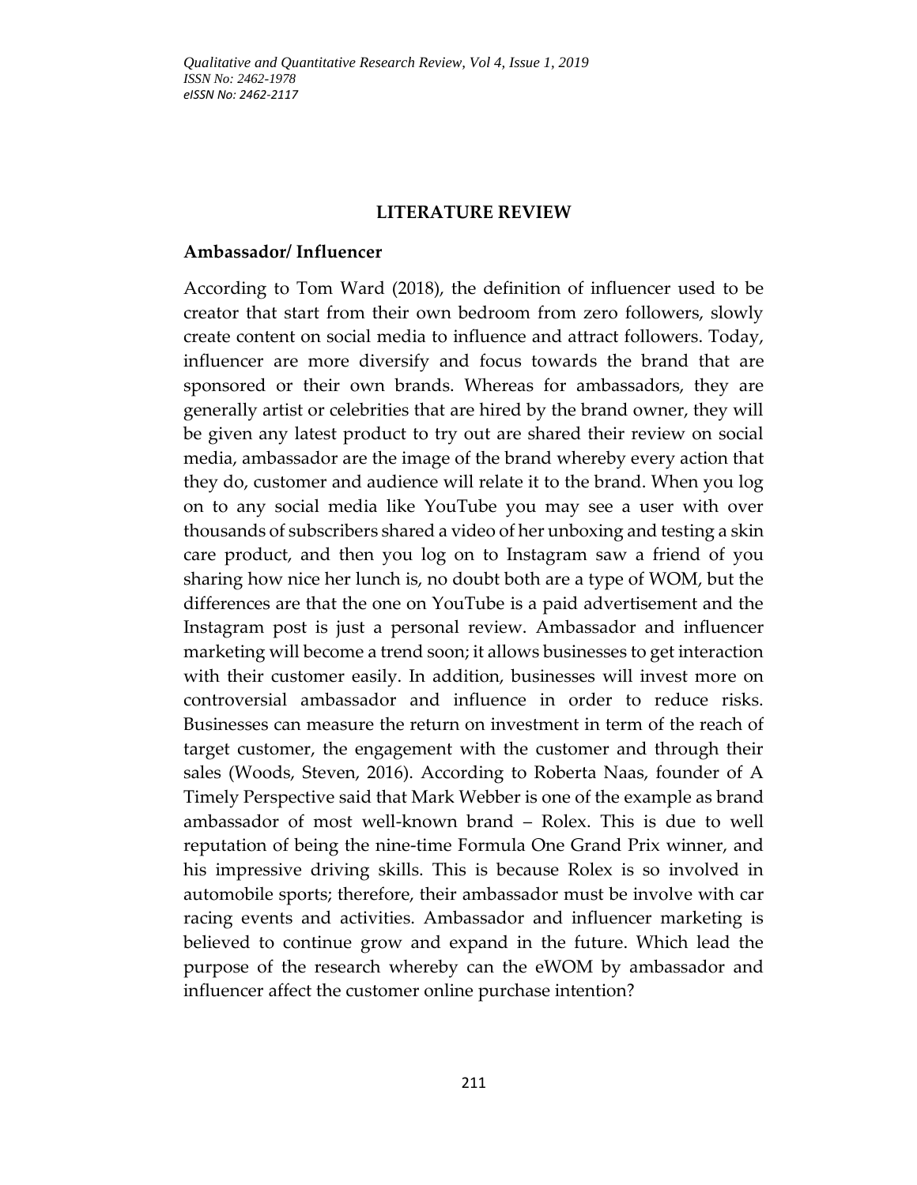## LITERATURE REVIEW

### Ambassador/ Influencer

According to Tom Ward (2018), the definition of influencer used to be creator that start from their own bedroom from zero followers, slowly create content on social media to influence and attract followers. Today, influencer are more diversify and focus towards the brand that are sponsored or their own brands. Whereas for ambassadors, they are generally artist or celebrities that are hired by the brand owner, they will be given any latest product to try out are shared their review on social media, ambassador are the image of the brand whereby every action that they do, customer and audience will relate it to the brand. When you log on to any social media like YouTube you may see a user with over thousands of subscribers shared a video of her unboxing and testing a skin care product, and then you log on to Instagram saw a friend of you sharing how nice her lunch is, no doubt both are a type of WOM, but the differences are that the one on YouTube is a paid advertisement and the Instagram post is just a personal review. Ambassador and influencer marketing will become a trend soon; it allows businesses to get interaction with their customer easily. In addition, businesses will invest more on controversial ambassador and influence in order to reduce risks. Businesses can measure the return on investment in term of the reach of target customer, the engagement with the customer and through their sales (Woods, Steven, 2016). According to Roberta Naas, founder of A Timely Perspective said that Mark Webber is one of the example as brand ambassador of most well-known brand – Rolex. This is due to well reputation of being the nine-time Formula One Grand Prix winner, and his impressive driving skills. This is because Rolex is so involved in automobile sports; therefore, their ambassador must be involve with car racing events and activities. Ambassador and influencer marketing is believed to continue grow and expand in the future. Which lead the purpose of the research whereby can the eWOM by ambassador and influencer affect the customer online purchase intention?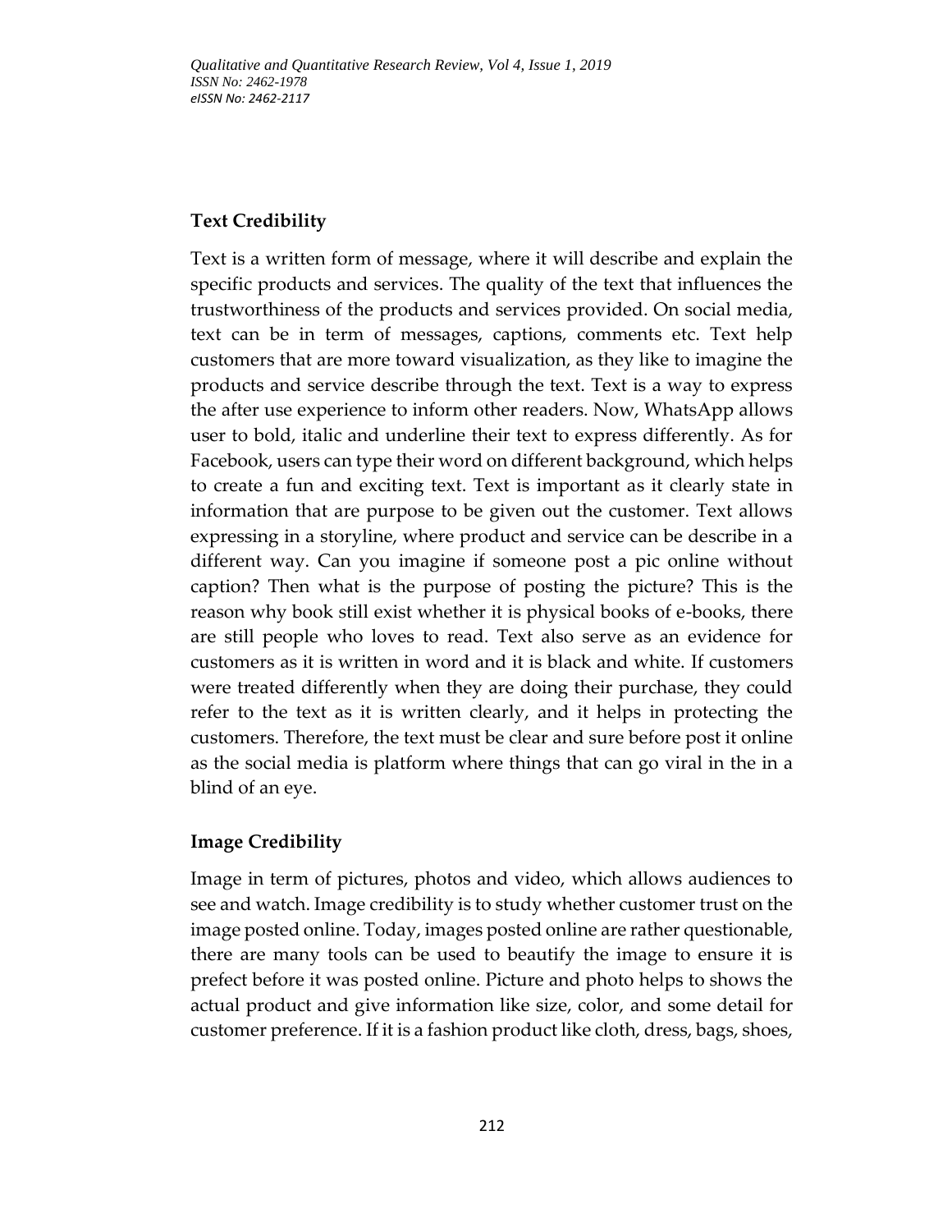## Text Credibility

Text is a written form of message, where it will describe and explain the specific products and services. The quality of the text that influences the trustworthiness of the products and services provided. On social media, text can be in term of messages, captions, comments etc. Text help customers that are more toward visualization, as they like to imagine the products and service describe through the text. Text is a way to express the after use experience to inform other readers. Now, WhatsApp allows user to bold, italic and underline their text to express differently. As for Facebook, users can type their word on different background, which helps to create a fun and exciting text. Text is important as it clearly state in information that are purpose to be given out the customer. Text allows expressing in a storyline, where product and service can be describe in a different way. Can you imagine if someone post a pic online without caption? Then what is the purpose of posting the picture? This is the reason why book still exist whether it is physical books of e-books, there are still people who loves to read. Text also serve as an evidence for customers as it is written in word and it is black and white. If customers were treated differently when they are doing their purchase, they could refer to the text as it is written clearly, and it helps in protecting the customers. Therefore, the text must be clear and sure before post it online as the social media is platform where things that can go viral in the in a blind of an eye.

## Image Credibility

Image in term of pictures, photos and video, which allows audiences to see and watch. Image credibility is to study whether customer trust on the image posted online. Today, images posted online are rather questionable, there are many tools can be used to beautify the image to ensure it is prefect before it was posted online. Picture and photo helps to shows the actual product and give information like size, color, and some detail for customer preference. If it is a fashion product like cloth, dress, bags, shoes,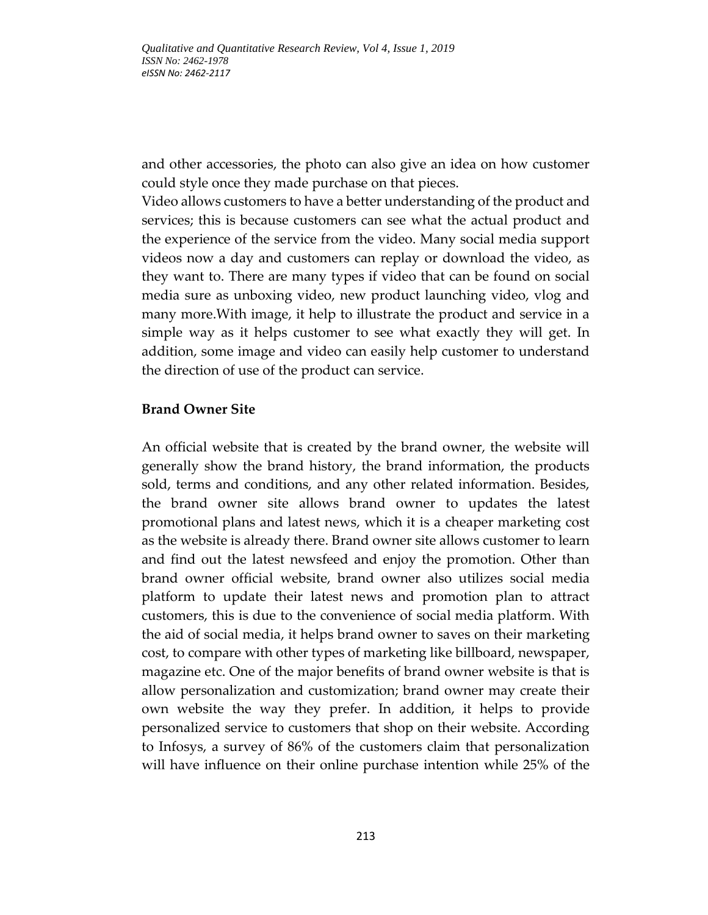and other accessories, the photo can also give an idea on how customer could style once they made purchase on that pieces.

Video allows customers to have a better understanding of the product and services; this is because customers can see what the actual product and the experience of the service from the video. Many social media support videos now a day and customers can replay or download the video, as they want to. There are many types if video that can be found on social media sure as unboxing video, new product launching video, vlog and many more.With image, it help to illustrate the product and service in a simple way as it helps customer to see what exactly they will get. In addition, some image and video can easily help customer to understand the direction of use of the product can service.

**Brand Owner Site**

An official website that is created by the brand owner, the website will generally show the brand history, the brand information, the products sold, terms and conditions, and any other related information. Besides, the brand owner site allows brand owner to updates the latest promotional plans and latest news, which it is a cheaper marketing cost as the website is already there. Brand owner site allows customer to learn and find out the latest newsfeed and enjoy the promotion. Other than brand owner official website, brand owner also utilizes social media platform to update their latest news and promotion plan to attract customers, this is due to the convenience of social media platform. With the aid of social media, it helps brand owner to saves on their marketing cost, to compare with other types of marketing like billboard, newspaper, magazine etc. One of the major benefits of brand owner website is that is allow personalization and customization; brand owner may create their own website the way they prefer. In addition, it helps to provide personalized service to customers that shop on their website. According to Infosys, a survey of 86% of the customers claim that personalization will have influence on their online purchase intention while 25% of the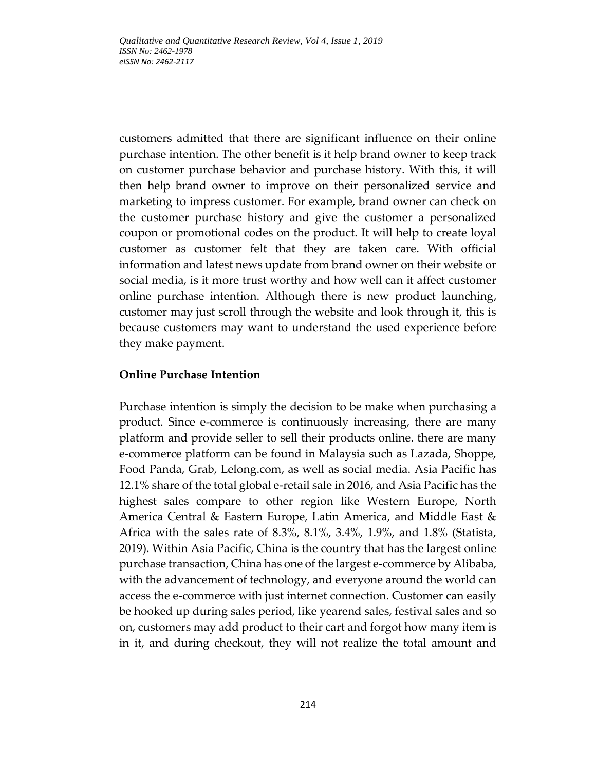customers admitted that there are significant influence on their online purchase intention. The other benefit is it help brand owner to keep track on customer purchase behavior and purchase history. With this, it will then help brand owner to improve on their personalized service and marketing to impress customer. For example, brand owner can check on the customer purchase history and give the customer a personalized coupon or promotional codes on the product. It will help to create loyal customer as customer felt that they are taken care. With official information and latest news update from brand owner on their website or social media, is it more trust worthy and how well can it affect customer online purchase intention. Although there is new product launching, customer may just scroll through the website and look through it, this is because customers may want to understand the used experience before they make payment.

**Online Purchase Intention**

Purchase intention is simply the decision to be make when purchasing a product. Since e-commerce is continuously increasing, there are many platform and provide seller to sell their products online. there are many e-commerce platform can be found in Malaysia such as Lazada, Shoppe, Food Panda, Grab, Lelong.com, as well as social media. Asia Pacific has 12.1% share of the total global e-retail sale in 2016, and Asia Pacific has the highest sales compare to other region like Western Europe, North America Central & Eastern Europe, Latin America, and Middle East & Africa with the sales rate of 8.3%, 8.1%, 3.4%, 1.9%, and 1.8% (Statista, 2019). Within Asia Pacific, China is the country that has the largest online purchase transaction, China has one of the largest e-commerce by Alibaba, with the advancement of technology, and everyone around the world can access the e-commerce with just internet connection. Customer can easily be hooked up during sales period, like yearend sales, festival sales and so on, customers may add product to their cart and forgot how many item is in it, and during checkout, they will not realize the total amount and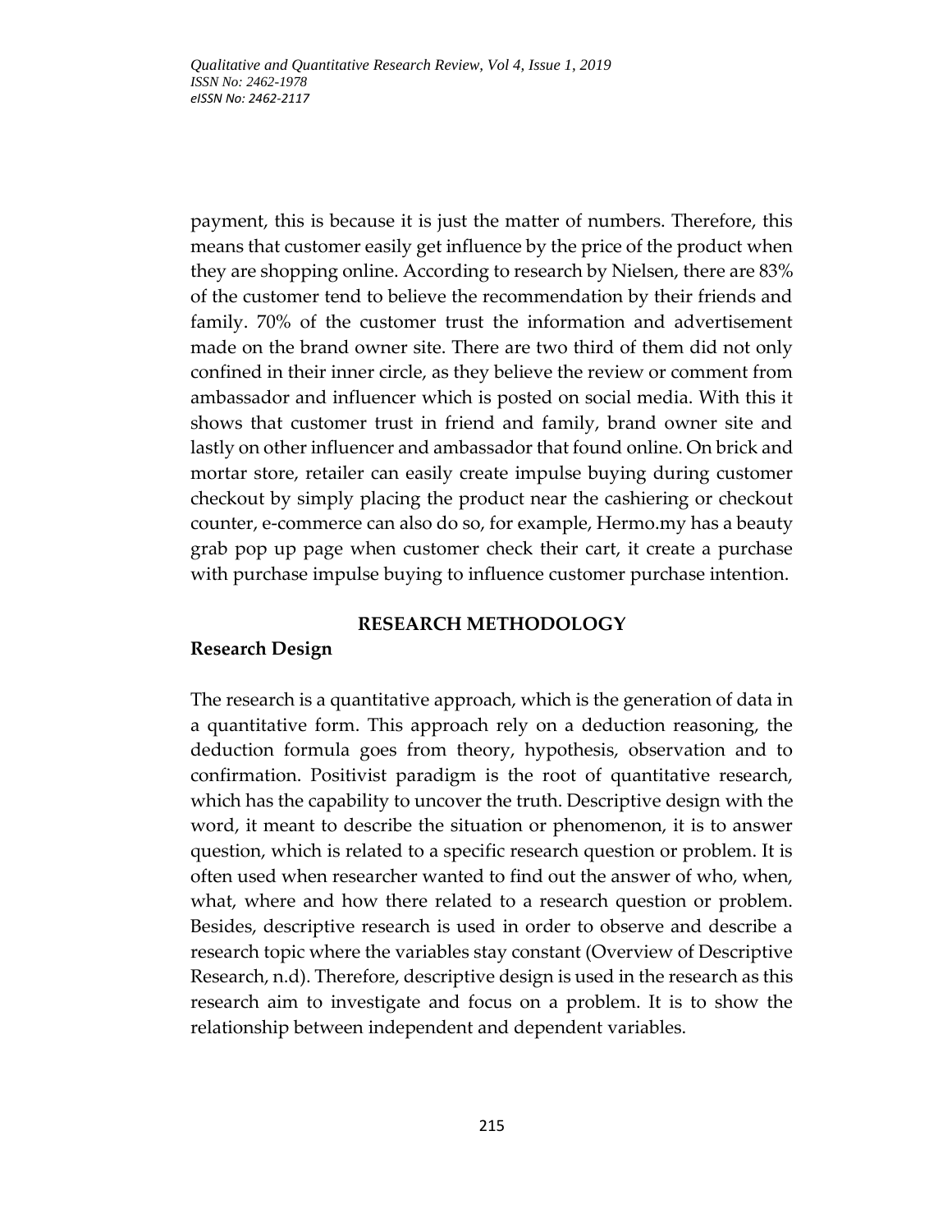payment, this is because it is just the matter of numbers. Therefore, this means that customer easily get influence by the price of the product when they are shopping online. According to research by Nielsen, there are 83% of the customer tend to believe the recommendation by their friends and family. 70% of the customer trust the information and advertisement made on the brand owner site. There are two third of them did not only confined in their inner circle, as they believe the review or comment from ambassador and influencer which is posted on social media. With this it shows that customer trust in friend and family, brand owner site and lastly on other influencer and ambassador that found online. On brick and mortar store, retailer can easily create impulse buying during customer checkout by simply placing the product near the cashiering or checkout counter, e-commerce can also do so, for example, Hermo.my has a beauty grab pop up page when customer check their cart, it create a purchase with purchase impulse buying to influence customer purchase intention.

## RESEARCH METHODOLOGY

### Research Design

The research is a quantitative approach, which is the generation of data in a quantitative form. This approach rely on a deduction reasoning, the deduction formula goes from theory, hypothesis, observation and to confirmation. Positivist paradigm is the root of quantitative research, which has the capability to uncover the truth. Descriptive design with the word, it meant to describe the situation or phenomenon, it is to answer question, which is related to a specific research question or problem. It is often used when researcher wanted to find out the answer of who, when, what, where and how there related to a research question or problem. Besides, descriptive research is used in order to observe and describe a research topic where the variables stay constant (Overview of Descriptive Research, n.d). Therefore, descriptive design is used in the research as this research aim to investigate and focus on a problem. It is to show the relationship between independent and dependent variables.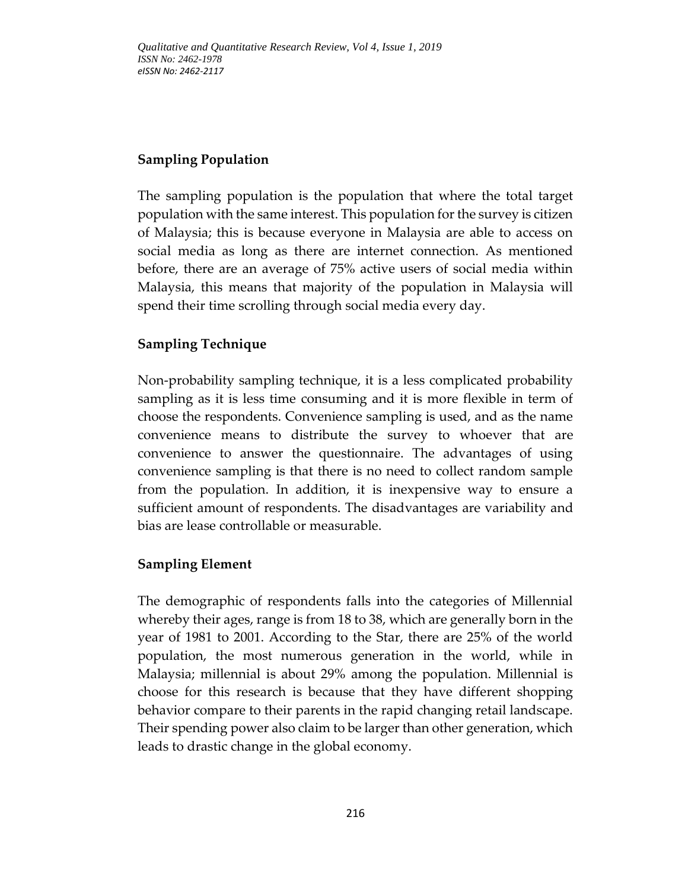## Sampling Population

The sampling population is the population that where the total target population with the same interest. This population for the survey is citizen of Malaysia; this is because everyone in Malaysia are able to access on social media as long as there are internet connection. As mentioned before, there are an average of 75% active users of social media within Malaysia, this means that majority of the population in Malaysia will spend their time scrolling through social media every day.

## Sampling Technique

Non-probability sampling technique, it is a less complicated probability sampling as it is less time consuming and it is more flexible in term of choose the respondents. Convenience sampling is used, and as the name convenience means to distribute the survey to whoever that are convenience to answer the questionnaire. The advantages of using convenience sampling is that there is no need to collect random sample from the population. In addition, it is inexpensive way to ensure a sufficient amount of respondents. The disadvantages are variability and bias are lease controllable or measurable.

## Sampling Element

The demographic of respondents falls into the categories of Millennial whereby their ages, range is from 18 to 38, which are generally born in the year of 1981 to 2001. According to the Star, there are 25% of the world population, the most numerous generation in the world, while in Malaysia; millennial is about 29% among the population. Millennial is choose for this research is because that they have different shopping behavior compare to their parents in the rapid changing retail landscape. Their spending power also claim to be larger than other generation, which leads to drastic change in the global economy.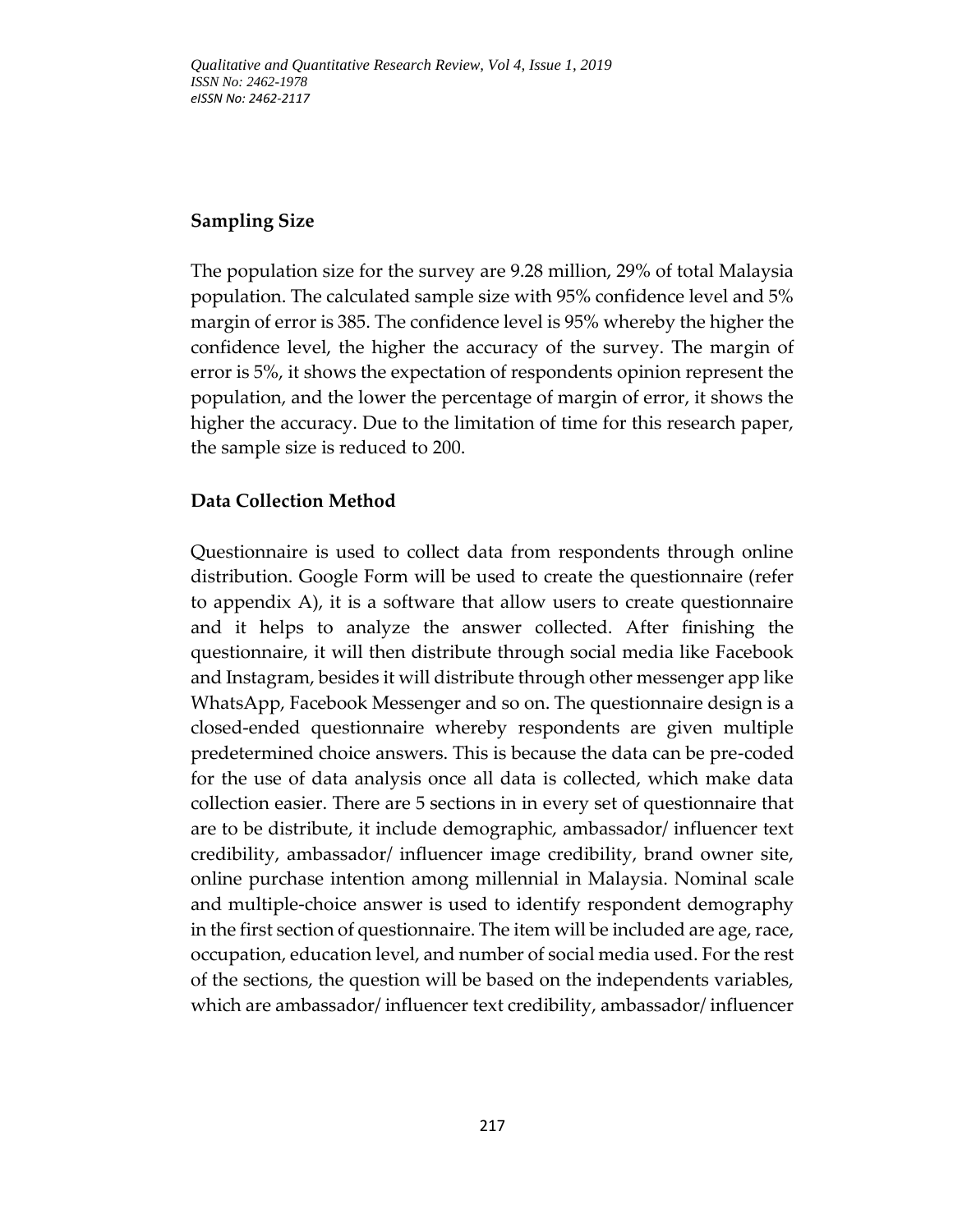## Sampling Size

The population size for the survey are 9.28 million, 29% of total Malaysia population. The calculated sample size with 95% confidence level and 5% margin of error is 385. The confidence level is 95% whereby the higher the confidence level, the higher the accuracy of the survey. The margin of error is 5%, it shows the expectation of respondents opinion represent the population, and the lower the percentage of margin of error, it shows the higher the accuracy. Due to the limitation of time for this research paper, the sample size is reduced to 200.

## Data Collection Method

Questionnaire is used to collect data from respondents through online distribution. Google Form will be used to create the questionnaire (refer to appendix A), it is a software that allow users to create questionnaire and it helps to analyze the answer collected. After finishing the questionnaire, it will then distribute through social media like Facebook and Instagram, besides it will distribute through other messenger app like WhatsApp, Facebook Messenger and so on. The questionnaire design is a closed-ended questionnaire whereby respondents are given multiple predetermined choice answers. This is because the data can be pre-coded for the use of data analysis once all data is collected, which make data collection easier. There are 5 sections in in every set of questionnaire that are to be distribute, it include demographic, ambassador/ influencer text credibility, ambassador/ influencer image credibility, brand owner site, online purchase intention among millennial in Malaysia. Nominal scale and multiple-choice answer is used to identify respondent demography in the first section of questionnaire. The item will be included are age, race, occupation, education level, and number of social media used. For the rest of the sections, the question will be based on the independents variables, which are ambassador/ influencer text credibility, ambassador/ influencer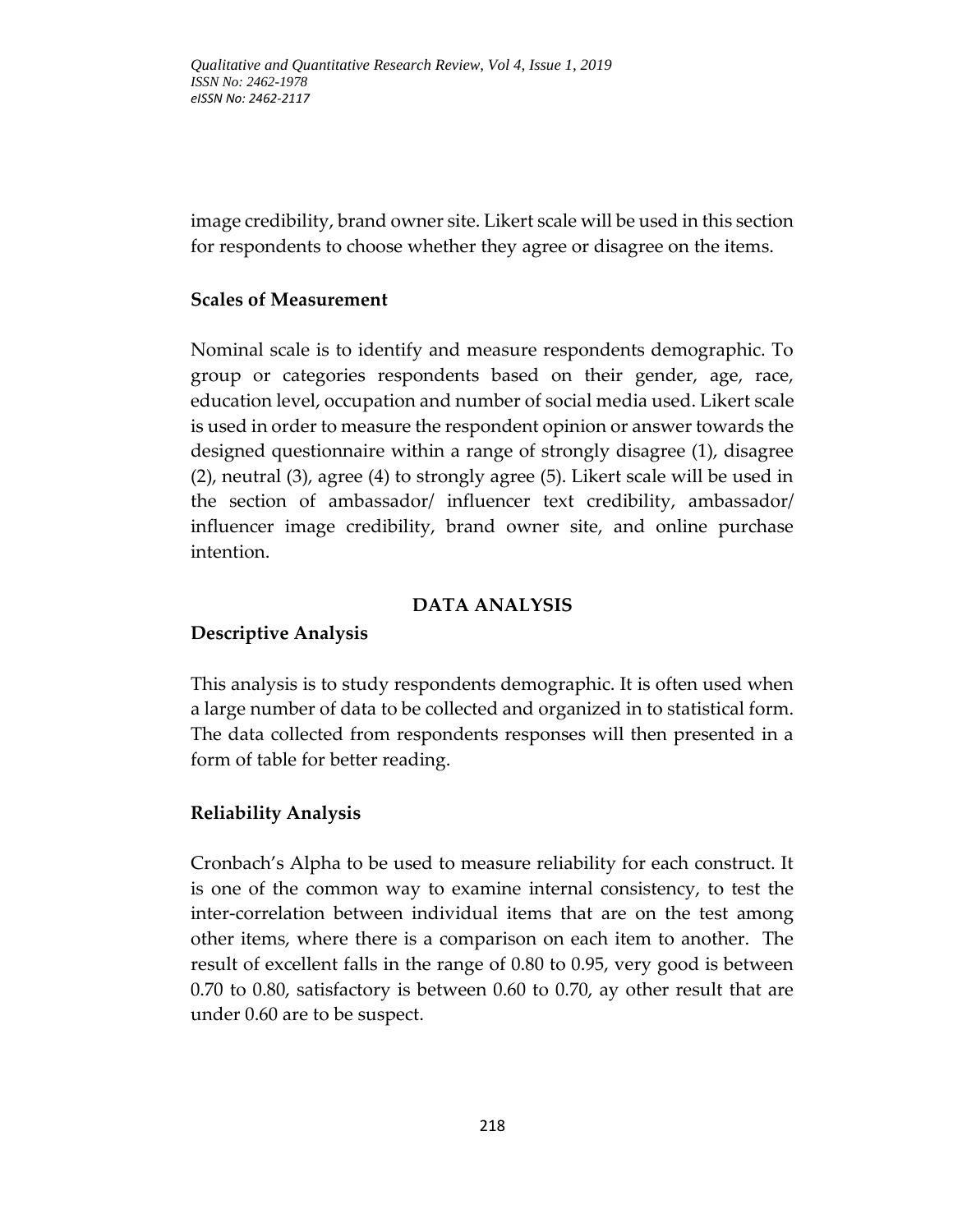image credibility, brand owner site. Likert scale will be used in this section for respondents to choose whether they agree or disagree on the items.

### Scales of Measurement

Nominal scale is to identify and measure respondents demographic. To group or categories respondents based on their gender, age, race, education level, occupation and number of social media used. Likert scale is used in order to measure the respondent opinion or answer towards the designed questionnaire within a range of strongly disagree (1), disagree (2), neutral (3), agree (4) to strongly agree (5). Likert scale will be used in the section of ambassador/ influencer text credibility, ambassador/ influencer image credibility, brand owner site, and online purchase intention.

## DATA ANALYSIS

### Descriptive Analysis

This analysis is to study respondents demographic. It is often used when a large number of data to be collected and organized in to statistical form. The data collected from respondents responses will then presented in a form of table for better reading.

### Reliability Analysis

Cronbach's Alpha to be used to measure reliability for each construct. It is one of the common way to examine internal consistency, to test the inter-correlation between individual items that are on the test among other items, where there is a comparison on each item to another. The result of excellent falls in the range of 0.80 to 0.95, very good is between 0.70 to 0.80, satisfactory is between 0.60 to 0.70, ay other result that are under 0.60 are to be suspect.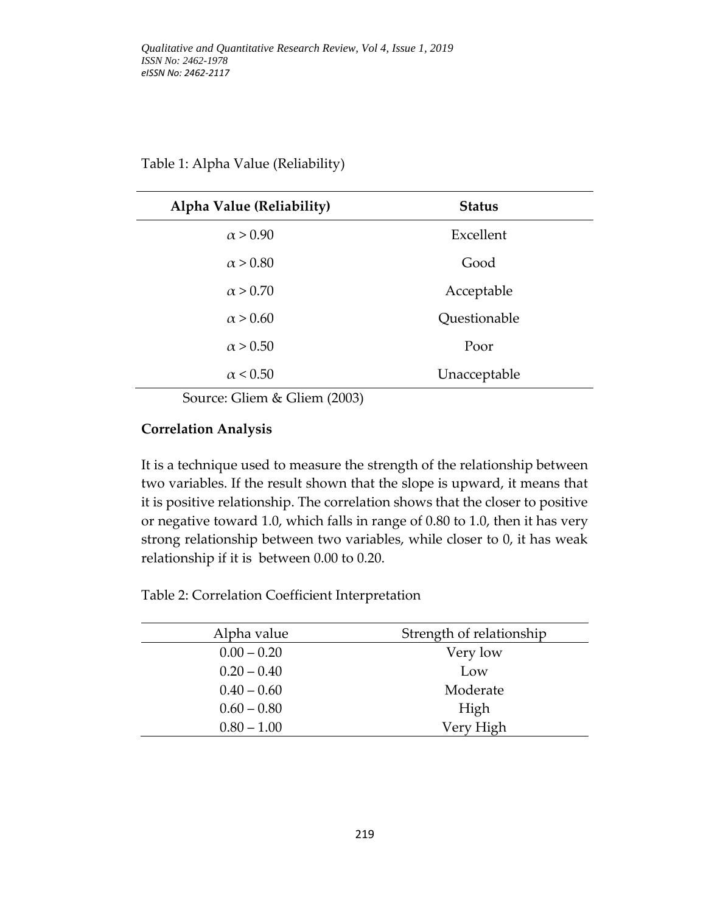Table 1: Alpha Value (Reliability)

| Alpha Value (Reliability) | Status |
|---|---|
| $\alpha > 0.90$ | Excellent |
| $\alpha > 0.80$ | Good |
| $\alpha > 0.70$ | Acceptable |
| $\alpha > 0.60$ | Questionable |
| $\alpha > 0.50$ | Poor |
| $\alpha < 0.50$ | Unacceptable |

Source: Gliem & Gliem (2003)

**Correlation Analysis**

It is a technique used to measure the strength of the relationship between two variables. If the result shown that the slope is upward, it means that it is positive relationship. The correlation shows that the closer to positive or negative toward 1.0, which falls in range of 0.80 to 1.0, then it has very strong relationship between two variables, while closer to 0, it has weak relationship if it is between 0.00 to 0.20.

Table 2: Correlation Coefficient Interpretation

| Alpha value | Strength of relationship |
|---|---|
| 0.00 – 0.20 | Very low |
| 0.20 – 0.40 | Low |
| 0.40 – 0.60 | Moderate |
| 0.60 – 0.80 | High |
| 0.80 – 1.00 | Very High |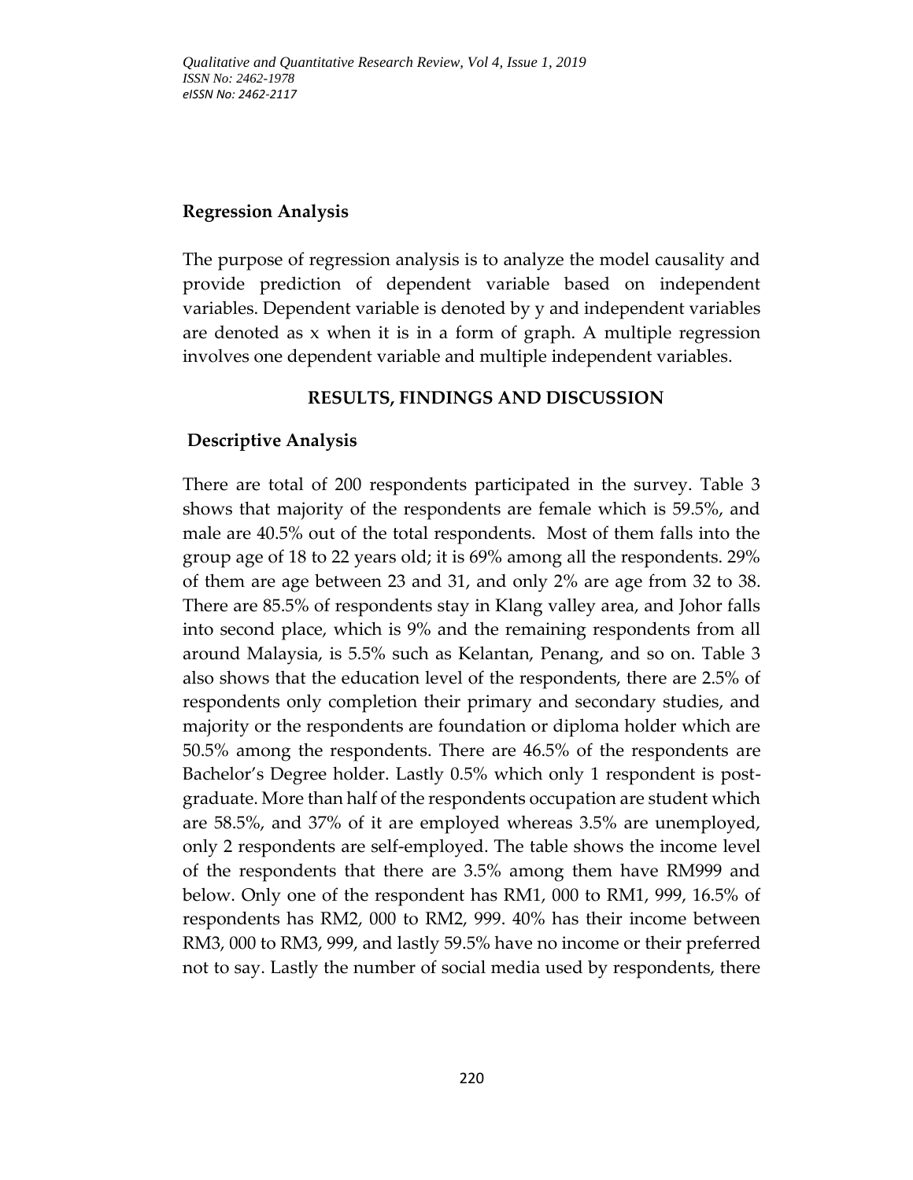## Regression Analysis

The purpose of regression analysis is to analyze the model causality and provide prediction of dependent variable based on independent variables. Dependent variable is denoted by y and independent variables are denoted as x when it is in a form of graph. A multiple regression involves one dependent variable and multiple independent variables.

## RESULTS, FINDINGS AND DISCUSSION

### Descriptive Analysis

There are total of 200 respondents participated in the survey. Table 3 shows that majority of the respondents are female which is 59.5%, and male are 40.5% out of the total respondents. Most of them falls into the group age of 18 to 22 years old; it is 69% among all the respondents. 29% of them are age between 23 and 31, and only 2% are age from 32 to 38. There are 85.5% of respondents stay in Klang valley area, and Johor falls into second place, which is 9% and the remaining respondents from all around Malaysia, is 5.5% such as Kelantan, Penang, and so on. Table 3 also shows that the education level of the respondents, there are 2.5% of respondents only completion their primary and secondary studies, and majority or the respondents are foundation or diploma holder which are 50.5% among the respondents. There are 46.5% of the respondents are Bachelor's Degree holder. Lastly 0.5% which only 1 respondent is post-graduate. More than half of the respondents occupation are student which are 58.5%, and 37% of it are employed whereas 3.5% are unemployed, only 2 respondents are self-employed. The table shows the income level of the respondents that there are 3.5% among them have RM999 and below. Only one of the respondent has RM1, 000 to RM1, 999, 16.5% of respondents has RM2, 000 to RM2, 999. 40% has their income between RM3, 000 to RM3, 999, and lastly 59.5% have no income or their preferred not to say. Lastly the number of social media used by respondents, there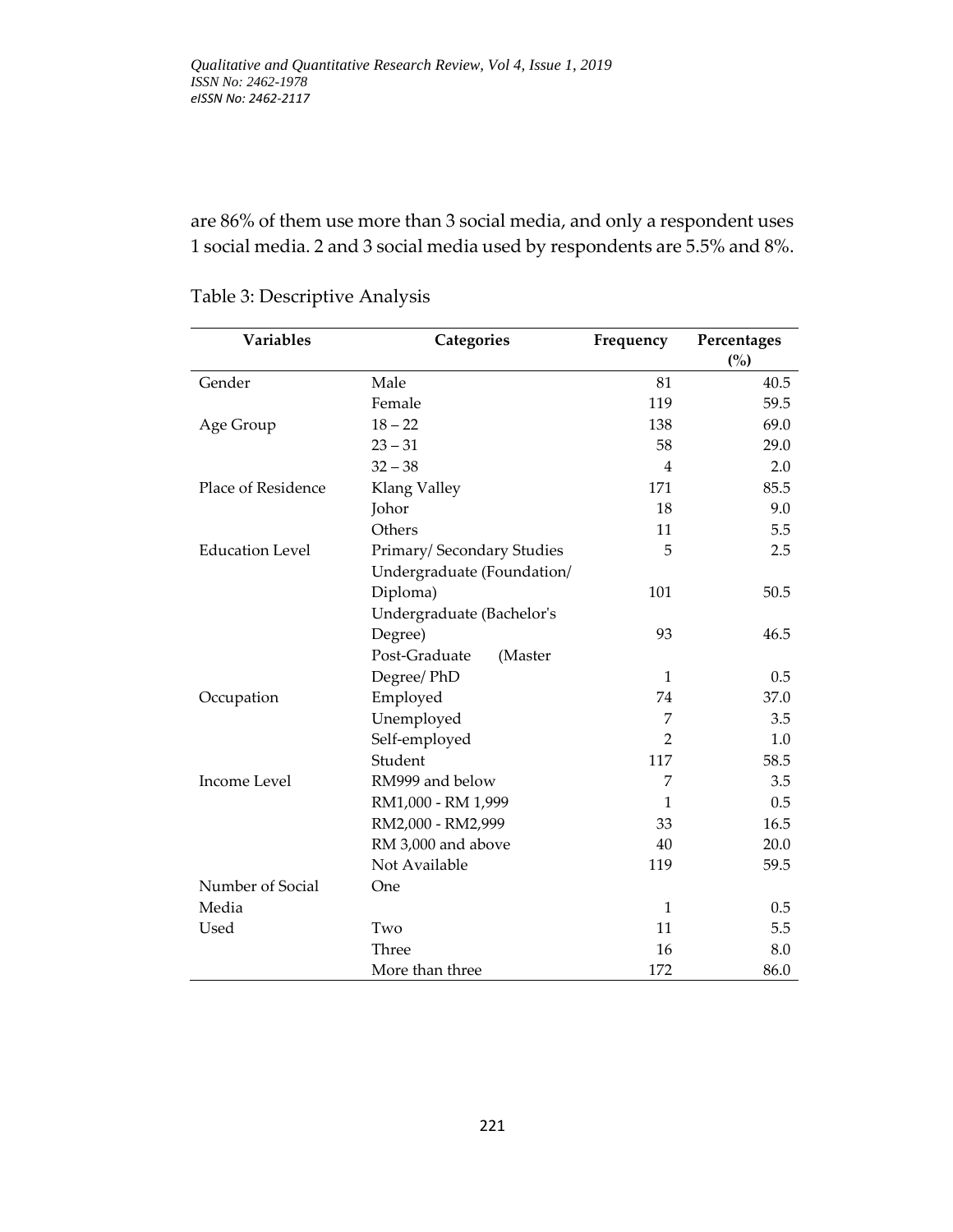are 86% of them use more than 3 social media, and only a respondent uses 1 social media. 2 and 3 social media used by respondents are 5.5% and 8%.

Table 3: Descriptive Analysis

| Variables | Categories | Frequency | Percentages (%) |
|---|---|---|---|
| Gender | Male | 81 | 40.5 |
| | Female | 119 | 59.5 |
| Age Group | 18 – 22 | 138 | 69.0 |
| | 23 – 31 | 58 | 29.0 |
| | 32 – 38 | 4 | 2.0 |
| Place of Residence | Klang Valley | 171 | 85.5 |
| | Johor | 18 | 9.0 |
| | Others | 11 | 5.5 |
| Education Level | Primary/ Secondary Studies | 5 | 2.5 |
| | Undergraduate (Foundation/ Diploma) | 101 | 50.5 |
| | Undergraduate (Bachelor's Degree) | 93 | 46.5 |
| | Post-Graduate (Master Degree/ PhD | 1 | 0.5 |
| Occupation | Employed | 74 | 37.0 |
| | Unemployed | 7 | 3.5 |
| | Self-employed | 2 | 1.0 |
| | Student | 117 | 58.5 |
| Income Level | RM999 and below | 7 | 3.5 |
| | RM1,000 - RM 1,999 | 1 | 0.5 |
| | RM2,000 - RM2,999 | 33 | 16.5 |
| | RM 3,000 and above | 40 | 20.0 |
| | Not Available | 119 | 59.5 |
| Number of Social Media Used | One | 1 | 0.5 |
| | Two | 11 | 5.5 |
| | Three | 16 | 8.0 |
| | More than three | 172 | 86.0 |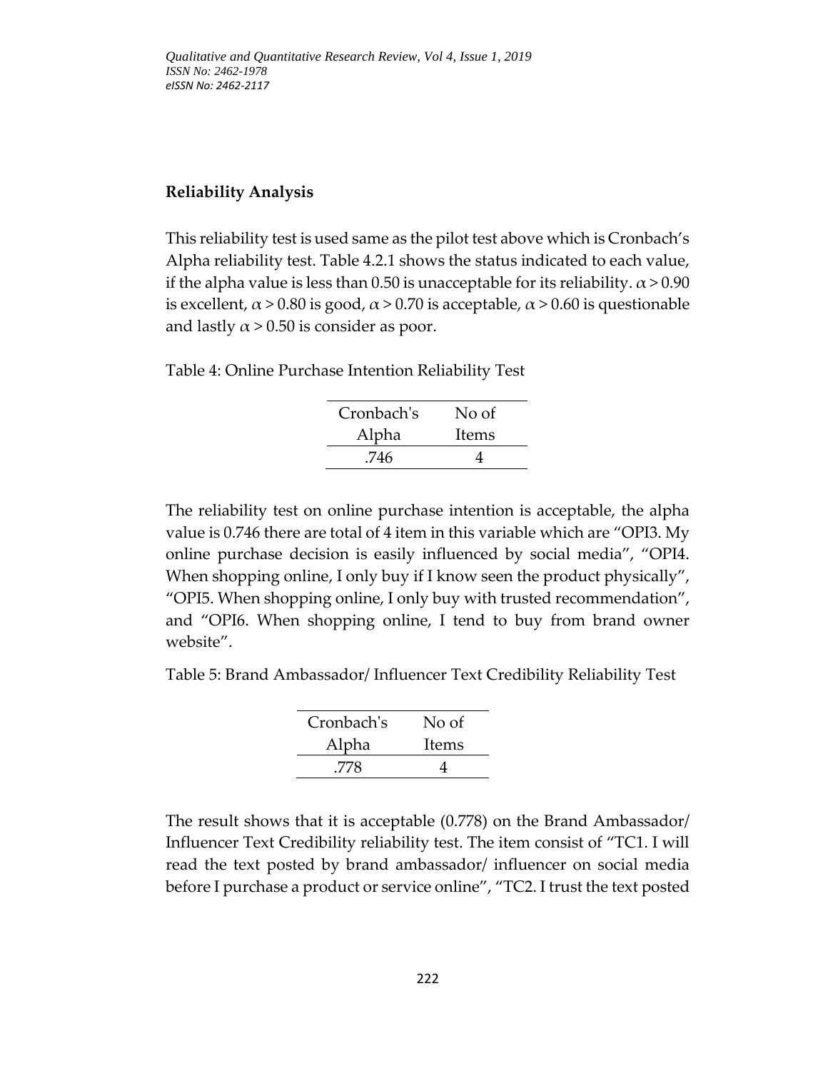## Reliability Analysis

This reliability test is used same as the pilot test above which is Cronbach's Alpha reliability test. Table 4.2.1 shows the status indicated to each value, if the alpha value is less than 0.50 is unacceptable for its reliability. $\alpha > 0.90$ is excellent, $\alpha > 0.80$ is good, $\alpha > 0.70$ is acceptable, $\alpha > 0.60$ is questionable and lastly $\alpha > 0.50$ is consider as poor.

Table 4: Online Purchase Intention Reliability Test

| Cronbach's Alpha | No of Items |
|---|---|
| .746 | 4 |

The reliability test on online purchase intention is acceptable, the alpha value is 0.746 there are total of 4 item in this variable which are "OPI3. My online purchase decision is easily influenced by social media", "OPI4. When shopping online, I only buy if I know seen the product physically", "OPI5. When shopping online, I only buy with trusted recommendation", and "OPI6. When shopping online, I tend to buy from brand owner website".

Table 5: Brand Ambassador/ Influencer Text Credibility Reliability Test

| Cronbach's Alpha | No of Items |
|---|---|
| .778 | 4 |

The result shows that it is acceptable (0.778) on the Brand Ambassador/ Influencer Text Credibility reliability test. The item consist of "TC1. I will read the text posted by brand ambassador/ influencer on social media before I purchase a product or service online", "TC2. I trust the text posted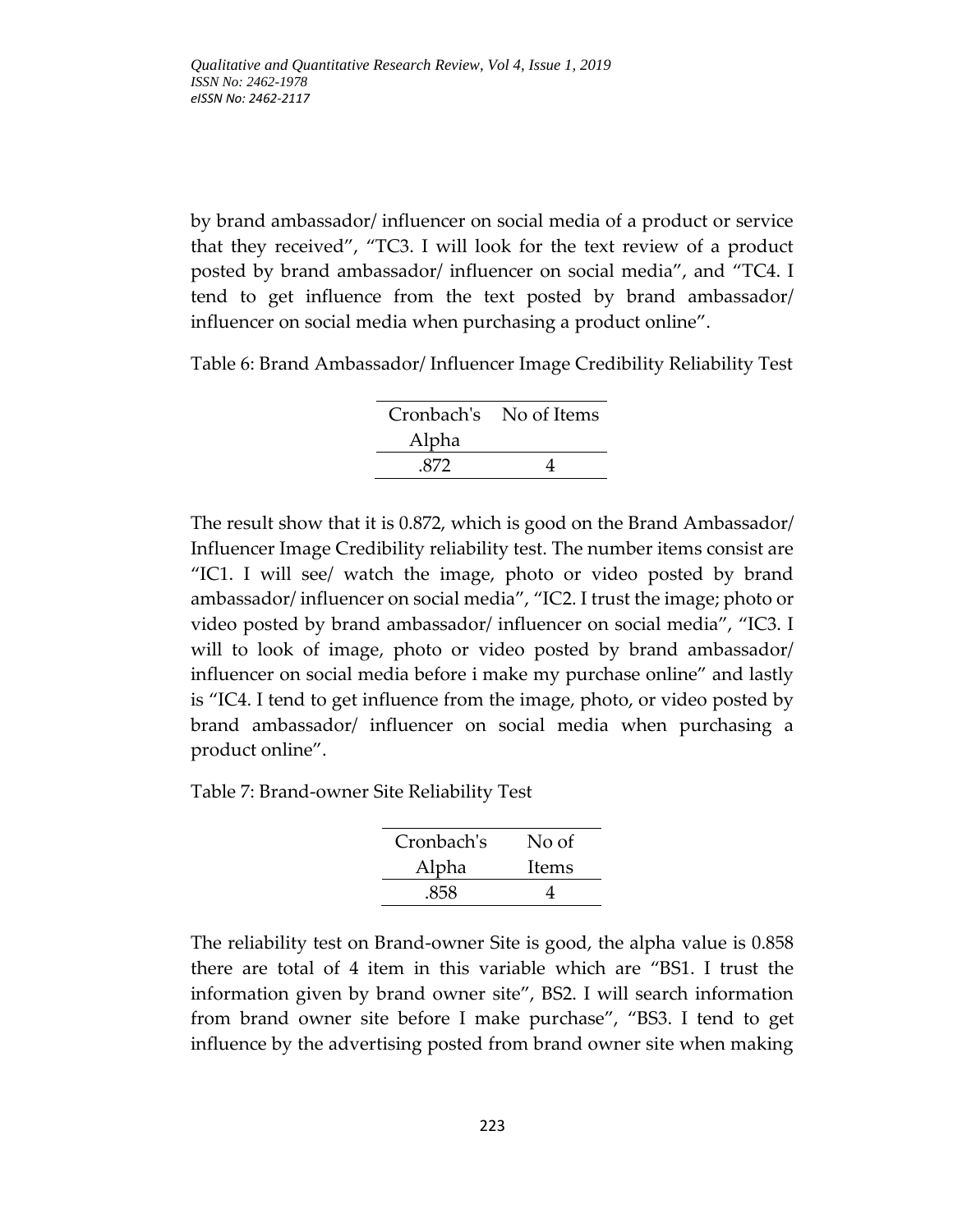by brand ambassador/ influencer on social media of a product or service that they received", "TC3. I will look for the text review of a product posted by brand ambassador/ influencer on social media", and "TC4. I tend to get influence from the text posted by brand ambassador/ influencer on social media when purchasing a product online".

Table 6: Brand Ambassador/ Influencer Image Credibility Reliability Test

| Cronbach's Alpha | No of Items |
|---|---|
| .872 | 4 |

The result show that it is 0.872, which is good on the Brand Ambassador/ Influencer Image Credibility reliability test. The number items consist are "IC1. I will see/ watch the image, photo or video posted by brand ambassador/ influencer on social media", "IC2. I trust the image; photo or video posted by brand ambassador/ influencer on social media", "IC3. I will to look of image, photo or video posted by brand ambassador/ influencer on social media before i make my purchase online" and lastly is "IC4. I tend to get influence from the image, photo, or video posted by brand ambassador/ influencer on social media when purchasing a product online".

Table 7: Brand-owner Site Reliability Test

| Cronbach's Alpha | No of Items |
|---|---|
| .858 | 4 |

The reliability test on Brand-owner Site is good, the alpha value is 0.858 there are total of 4 item in this variable which are "BS1. I trust the information given by brand owner site", BS2. I will search information from brand owner site before I make purchase", "BS3. I tend to get influence by the advertising posted from brand owner site when making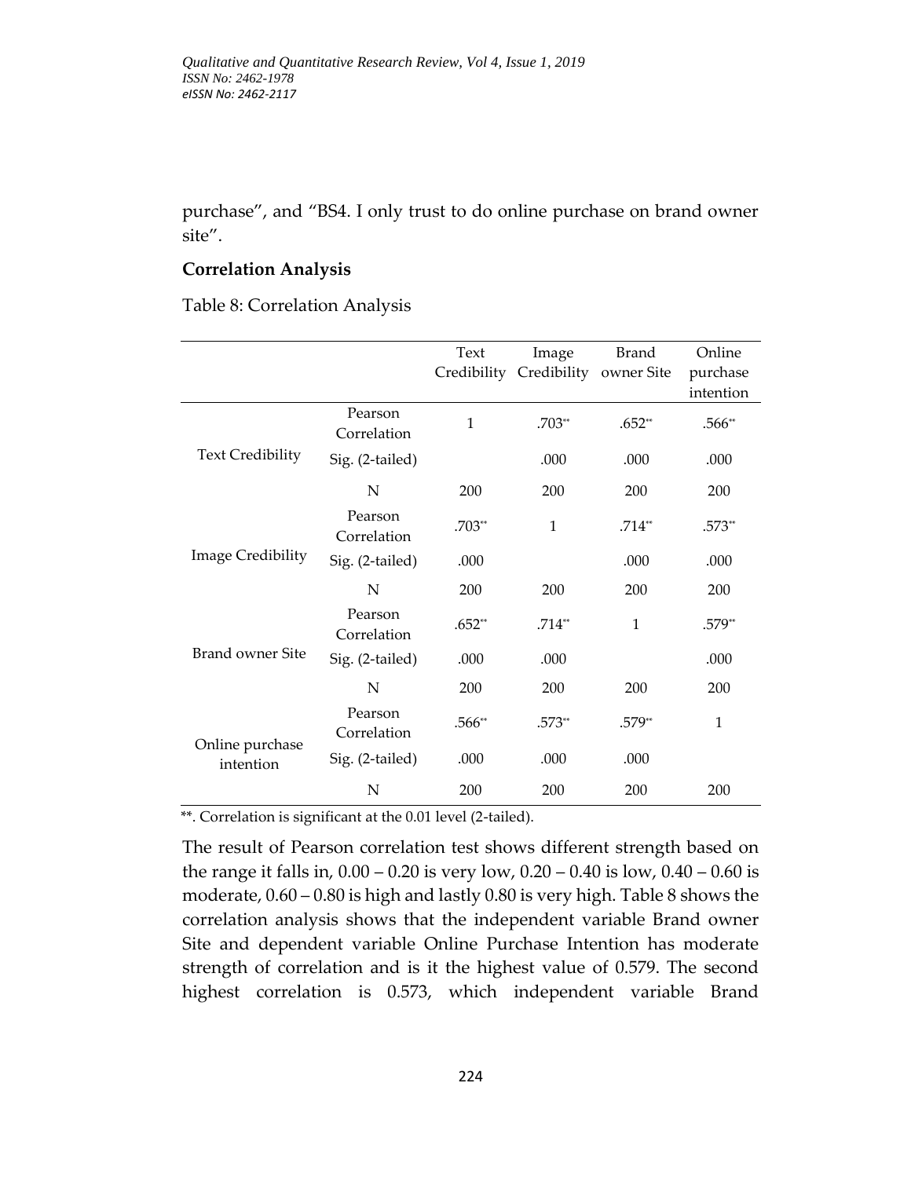purchase", and "BS4. I only trust to do online purchase on brand owner site".

## Correlation Analysis

Table 8: Correlation Analysis

| | | Text Credibility | Image Credibility | Brand owner Site | Online purchase intention |
|---|---|---|---|---|---|
| Text Credibility | Pearson Correlation | 1 | .703** | .652** | .566** |
| | Sig. (2-tailed) | | .000 | .000 | .000 |
| | N | 200 | 200 | 200 | 200 |
| Image Credibility | Pearson Correlation | .703** | 1 | .714** | .573** |
| | Sig. (2-tailed) | .000 | | .000 | .000 |
| | N | 200 | 200 | 200 | 200 |
| Brand owner Site | Pearson Correlation | .652** | .714** | 1 | .579** |
| | Sig. (2-tailed) | .000 | .000 | | .000 |
| | N | 200 | 200 | 200 | 200 |
| Online purchase intention | Pearson Correlation | .566** | .573** | .579** | 1 |
| | Sig. (2-tailed) | .000 | .000 | .000 | |
| | N | 200 | 200 | 200 | 200 |

**. Correlation is significant at the 0.01 level (2-tailed).

The result of Pearson correlation test shows different strength based on the range it falls in, 0.00 – 0.20 is very low, 0.20 – 0.40 is low, 0.40 – 0.60 is moderate, 0.60 – 0.80 is high and lastly 0.80 is very high. Table 8 shows the correlation analysis shows that the independent variable Brand owner Site and dependent variable Online Purchase Intention has moderate strength of correlation and is it the highest value of 0.579. The second highest correlation is 0.573, which independent variable Brand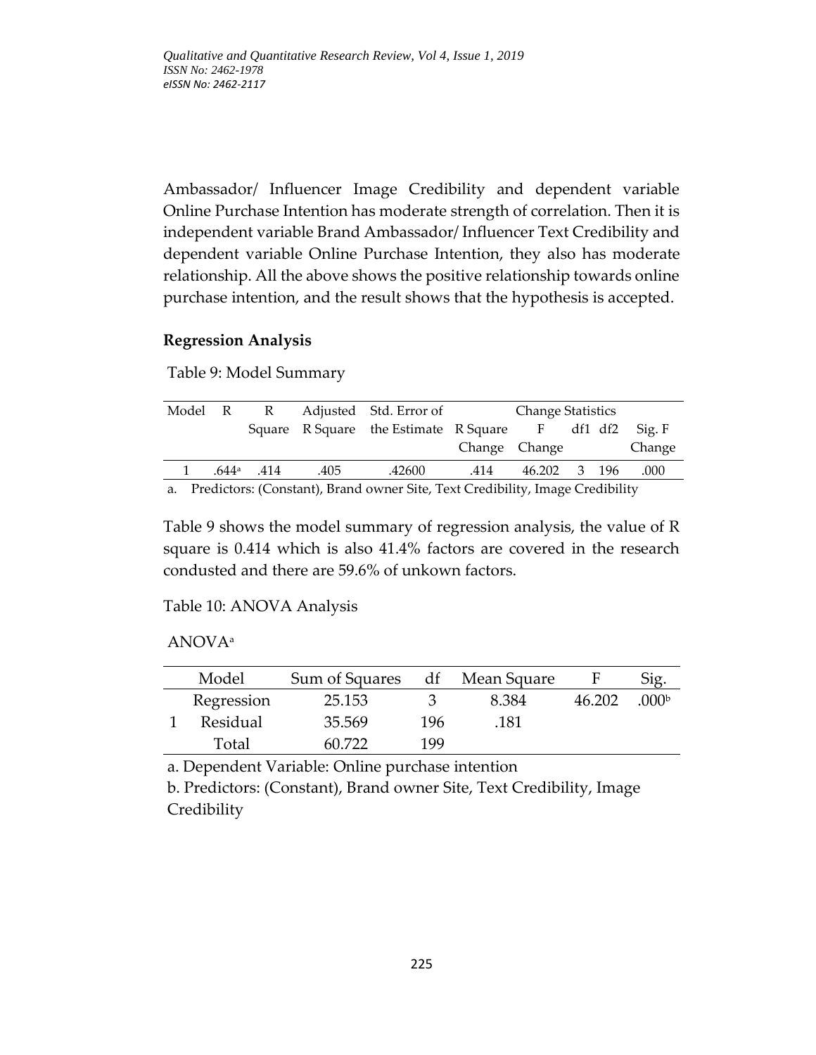Ambassador/ Influencer Image Credibility and dependent variable Online Purchase Intention has moderate strength of correlation. Then it is independent variable Brand Ambassador/ Influencer Text Credibility and dependent variable Online Purchase Intention, they also has moderate relationship. All the above shows the positive relationship towards online purchase intention, and the result shows that the hypothesis is accepted.

**Regression Analysis**

Table 9: Model Summary

| Model | R | R Square | Adjusted R Square | Std. Error of the Estimate | Change Statistics | | | | |
|---|---|---|---|---|---|---|---|---|---|
| | | | | | R Square Change | F Change | df1 | df2 | Sig. F Change |
| 1 | .644[a] | .414 | .405 | .42600 | .414 | 46.202 | 3 | 196 | .000 |

a. Predictors: (Constant), Brand owner Site, Text Credibility, Image Credibility

Table 9 shows the model summary of regression analysis, the value of R square is 0.414 which is also 41.4% factors are covered in the research condusted and there are 59.6% of unkown factors.

Table 10: ANOVA Analysis

ANOVA[a]

| | Model | Sum of Squares | df | Mean Square | F | Sig. |
|---|---|---|---|---|---|---|
| 1 | Regression | 25.153 | 3 | 8.384 | 46.202 | .000[b] |
| | Residual | 35.569 | 196 | .181 | | |
| | Total | 60.722 | 199 | | | |

a. Dependent Variable: Online purchase intention

b. Predictors: (Constant), Brand owner Site, Text Credibility, Image Credibility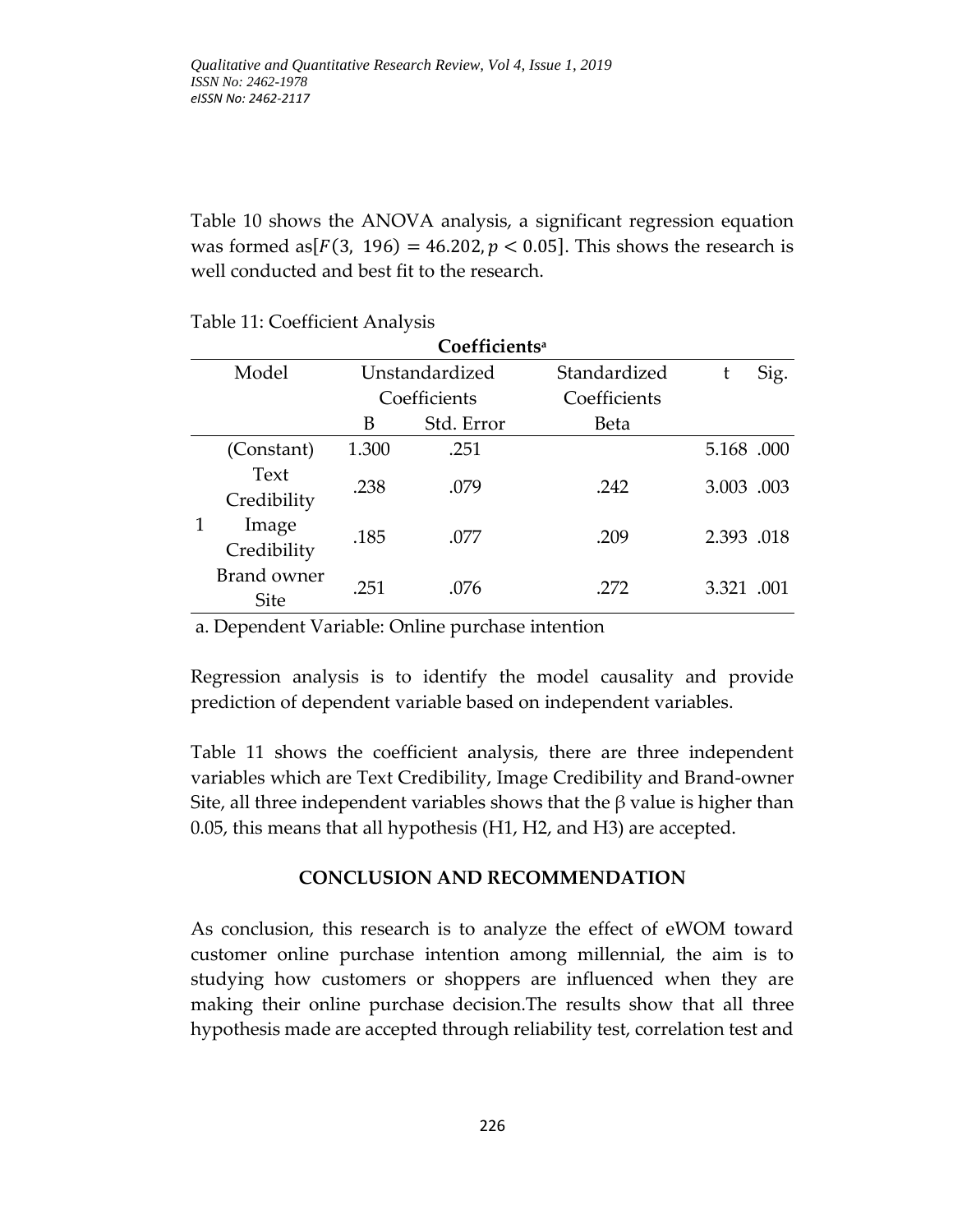Table 10 shows the ANOVA analysis, a significant regression equation was formed as[$F(3,\ 196) = 46.202, p < 0.05$]. This shows the research is well conducted and best fit to the research.

Table 11: Coefficient Analysis

**Coefficients**[a]

| Model | | Unstandardized Coefficients | | Standardized Coefficients | t | Sig. |
|---|---|---|---|---|---|---|
| | | B | Std. Error | Beta | | |
| 1 | (Constant) | 1.300 | .251 | | 5.168 | .000 |
| | Text Credibility | .238 | .079 | .242 | 3.003 | .003 |
| | Image Credibility | .185 | .077 | .209 | 2.393 | .018 |
| | Brand owner Site | .251 | .076 | .272 | 3.321 | .001 |

a. Dependent Variable: Online purchase intention

Regression analysis is to identify the model causality and provide prediction of dependent variable based on independent variables.

Table 11 shows the coefficient analysis, there are three independent variables which are Text Credibility, Image Credibility and Brand-owner Site, all three independent variables shows that the β value is higher than 0.05, this means that all hypothesis (H1, H2, and H3) are accepted.

## CONCLUSION AND RECOMMENDATION

As conclusion, this research is to analyze the effect of eWOM toward customer online purchase intention among millennial, the aim is to studying how customers or shoppers are influenced when they are making their online purchase decision.The results show that all three hypothesis made are accepted through reliability test, correlation test and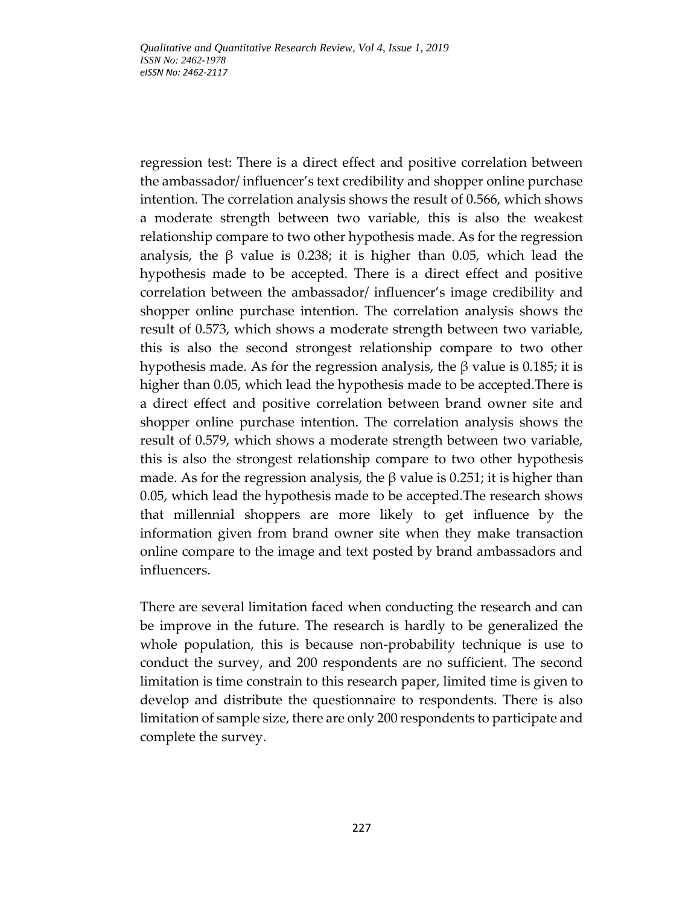regression test: There is a direct effect and positive correlation between the ambassador/ influencer's text credibility and shopper online purchase intention. The correlation analysis shows the result of 0.566, which shows a moderate strength between two variable, this is also the weakest relationship compare to two other hypothesis made. As for the regression analysis, the $\beta$ value is 0.238; it is higher than 0.05, which lead the hypothesis made to be accepted. There is a direct effect and positive correlation between the ambassador/ influencer's image credibility and shopper online purchase intention. The correlation analysis shows the result of 0.573, which shows a moderate strength between two variable, this is also the second strongest relationship compare to two other hypothesis made. As for the regression analysis, the $\beta$ value is 0.185; it is higher than 0.05, which lead the hypothesis made to be accepted.There is a direct effect and positive correlation between brand owner site and shopper online purchase intention. The correlation analysis shows the result of 0.579, which shows a moderate strength between two variable, this is also the strongest relationship compare to two other hypothesis made. As for the regression analysis, the $\beta$ value is 0.251; it is higher than 0.05, which lead the hypothesis made to be accepted.The research shows that millennial shoppers are more likely to get influence by the information given from brand owner site when they make transaction online compare to the image and text posted by brand ambassadors and influencers.

There are several limitation faced when conducting the research and can be improve in the future. The research is hardly to be generalized the whole population, this is because non-probability technique is use to conduct the survey, and 200 respondents are no sufficient. The second limitation is time constrain to this research paper, limited time is given to develop and distribute the questionnaire to respondents. There is also limitation of sample size, there are only 200 respondents to participate and complete the survey.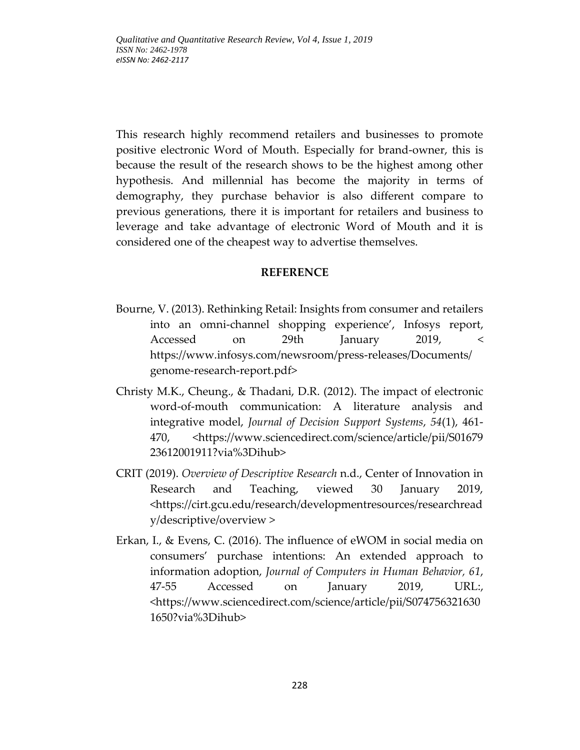This research highly recommend retailers and businesses to promote positive electronic Word of Mouth. Especially for brand-owner, this is because the result of the research shows to be the highest among other hypothesis. And millennial has become the majority in terms of demography, they purchase behavior is also different compare to previous generations, there it is important for retailers and business to leverage and take advantage of electronic Word of Mouth and it is considered one of the cheapest way to advertise themselves.

## REFERENCE

Bourne, V. (2013). Rethinking Retail: Insights from consumer and retailers into an omni-channel shopping experience', Infosys report, Accessed on 29th January 2019, < https://www.infosys.com/newsroom/press-releases/Documents/genome-research-report.pdf>

Christy M.K., Cheung., & Thadani, D.R. (2012). The impact of electronic word-of-mouth communication: A literature analysis and integrative model, *Journal of Decision Support Systems*, *54*(1), 461-470, <https://www.sciencedirect.com/science/article/pii/S0167923612001911?via%3Dihub>

CRIT (2019). *Overview of Descriptive Research* n.d., Center of Innovation in Research and Teaching, viewed 30 January 2019, <https://cirt.gcu.edu/research/developmentresources/researchready/descriptive/overview >

Erkan, I., & Evens, C. (2016). The influence of eWOM in social media on consumers' purchase intentions: An extended approach to information adoption, *Journal of Computers in Human Behavior, 61*, 47-55 Accessed on January 2019, URL:, <https://www.sciencedirect.com/science/article/pii/S0747563216301650?via%3Dihub>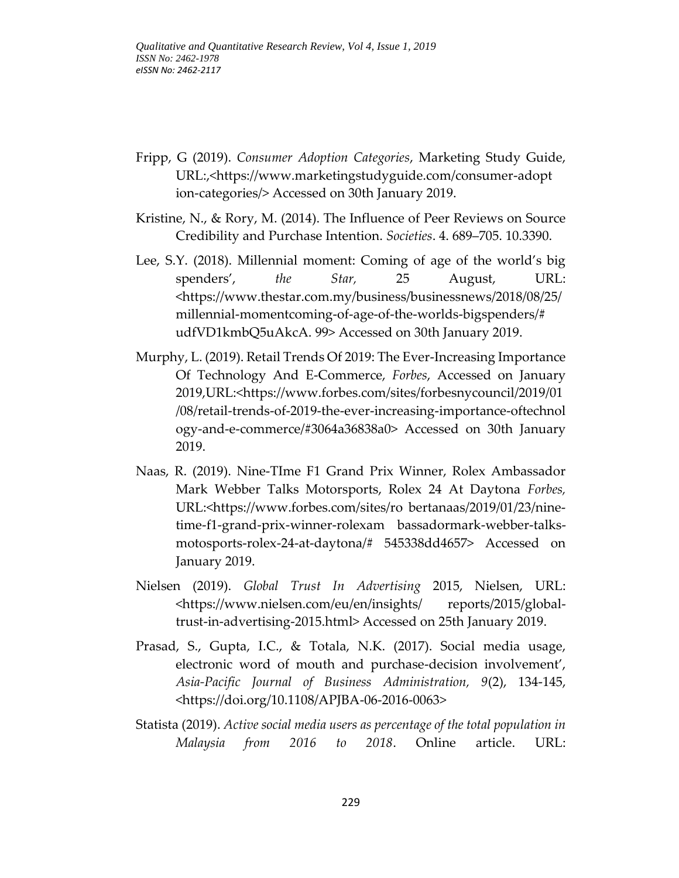Fripp, G (2019). *Consumer Adoption Categories*, Marketing Study Guide, URL:,<https://www.marketingstudyguide.com/consumer-adopt ion-categories/> Accessed on 30th January 2019.

Kristine, N., & Rory, M. (2014). The Influence of Peer Reviews on Source Credibility and Purchase Intention. *Societies*. 4. 689–705. 10.3390.

Lee, S.Y. (2018). Millennial moment: Coming of age of the world's big spenders', *the Star,* 25 August, URL: <https://www.thestar.com.my/business/businessnews/2018/08/25/ millennial-momentcoming-of-age-of-the-worlds-bigspenders/# udfVD1kmbQ5uAkcA. 99> Accessed on 30th January 2019.

Murphy, L. (2019). Retail Trends Of 2019: The Ever-Increasing Importance Of Technology And E-Commerce, *Forbes*, Accessed on January 2019,URL:<https://www.forbes.com/sites/forbesnycouncil/2019/01 /08/retail-trends-of-2019-the-ever-increasing-importance-oftechnol ogy-and-e-commerce/#3064a36838a0> Accessed on 30th January 2019.

Naas, R. (2019). Nine-TIme F1 Grand Prix Winner, Rolex Ambassador Mark Webber Talks Motorsports, Rolex 24 At Daytona *Forbes,* URL:<https://www.forbes.com/sites/ro bertanaas/2019/01/23/nine-time-f1-grand-prix-winner-rolexam bassadormark-webber-talks-motosports-rolex-24-at-daytona/# 545338dd4657> Accessed on January 2019.

Nielsen (2019). *Global Trust In Advertising* 2015, Nielsen, URL: <https://www.nielsen.com/eu/en/insights/ reports/2015/global-trust-in-advertising-2015.html> Accessed on 25th January 2019.

Prasad, S., Gupta, I.C., & Totala, N.K. (2017). Social media usage, electronic word of mouth and purchase-decision involvement', *Asia-Pacific Journal of Business Administration, 9*(2), 134-145, <https://doi.org/10.1108/APJBA-06-2016-0063>

Statista (2019). *Active social media users as percentage of the total population in Malaysia from 2016 to 2018*. Online article. URL: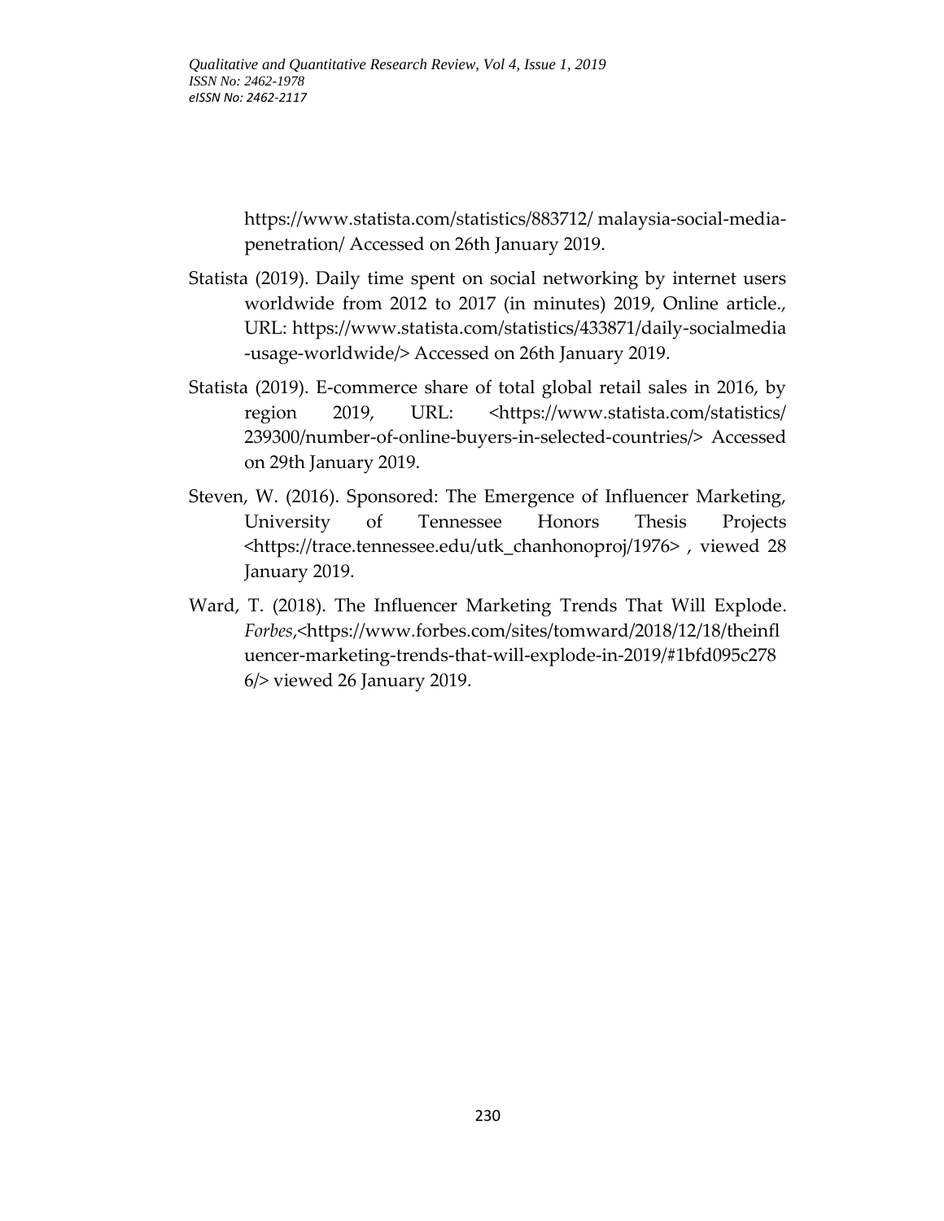https://www.statista.com/statistics/883712/ malaysia-social-media-penetration/ Accessed on 26th January 2019.

Statista (2019). Daily time spent on social networking by internet users worldwide from 2012 to 2017 (in minutes) 2019, Online article., URL: https://www.statista.com/statistics/433871/daily-socialmedia -usage-worldwide/> Accessed on 26th January 2019.

Statista (2019). E-commerce share of total global retail sales in 2016, by region 2019, URL: <https://www.statista.com/statistics/ 239300/number-of-online-buyers-in-selected-countries/> Accessed on 29th January 2019.

Steven, W. (2016). Sponsored: The Emergence of Influencer Marketing, University of Tennessee Honors Thesis Projects <https://trace.tennessee.edu/utk_chanhonoproj/1976> , viewed 28 January 2019.

Ward, T. (2018). The Influencer Marketing Trends That Will Explode. *Forbes*,<https://www.forbes.com/sites/tomward/2018/12/18/theinfl uencer-marketing-trends-that-will-explode-in-2019/#1bfd095c278 6/> viewed 26 January 2019.